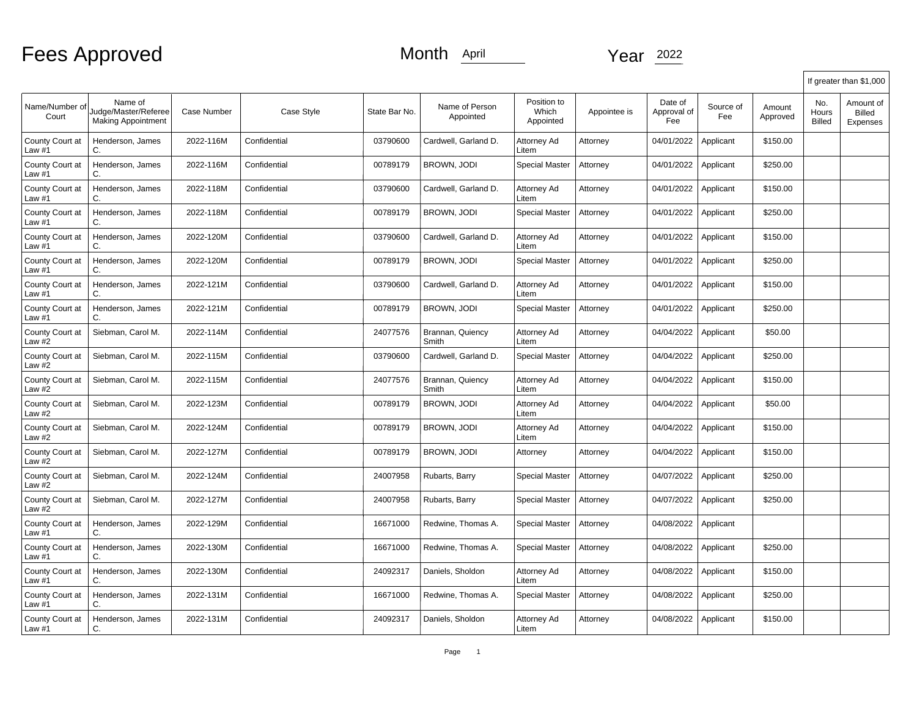# Fees Approved

Month April Year 2022

| Name/Number of Court | Name of Judge/Master/Referee Making Appointment | Case Number | Case Style | State Bar No. | Name of Person Appointed | Position to Which Appointed | Appointee is | Date of Approval of Fee | Source of Fee | Amount Approved | If greater than $1,000 | |
|---|---|---|---|---|---|---|---|---|---|---|---|---|
| | | | | | | | | | | | No. Hours Billed | Amount of Billed Expenses |
| County Court at Law #1 | Henderson, James C. | 2022-116M | Confidential | 03790600 | Cardwell, Garland D. | Attorney Ad Litem | Attorney | 04/01/2022 | Applicant | $150.00 | | |
| County Court at Law #1 | Henderson, James C. | 2022-116M | Confidential | 00789179 | BROWN, JODI | Special Master | Attorney | 04/01/2022 | Applicant | $250.00 | | |
| County Court at Law #1 | Henderson, James C. | 2022-118M | Confidential | 03790600 | Cardwell, Garland D. | Attorney Ad Litem | Attorney | 04/01/2022 | Applicant | $150.00 | | |
| County Court at Law #1 | Henderson, James C. | 2022-118M | Confidential | 00789179 | BROWN, JODI | Special Master | Attorney | 04/01/2022 | Applicant | $250.00 | | |
| County Court at Law #1 | Henderson, James C. | 2022-120M | Confidential | 03790600 | Cardwell, Garland D. | Attorney Ad Litem | Attorney | 04/01/2022 | Applicant | $150.00 | | |
| County Court at Law #1 | Henderson, James C. | 2022-120M | Confidential | 00789179 | BROWN, JODI | Special Master | Attorney | 04/01/2022 | Applicant | $250.00 | | |
| County Court at Law #1 | Henderson, James C. | 2022-121M | Confidential | 03790600 | Cardwell, Garland D. | Attorney Ad Litem | Attorney | 04/01/2022 | Applicant | $150.00 | | |
| County Court at Law #1 | Henderson, James C. | 2022-121M | Confidential | 00789179 | BROWN, JODI | Special Master | Attorney | 04/01/2022 | Applicant | $250.00 | | |
| County Court at Law #2 | Siebman, Carol M. | 2022-114M | Confidential | 24077576 | Brannan, Quiency Smith | Attorney Ad Litem | Attorney | 04/04/2022 | Applicant | $50.00 | | |
| County Court at Law #2 | Siebman, Carol M. | 2022-115M | Confidential | 03790600 | Cardwell, Garland D. | Special Master | Attorney | 04/04/2022 | Applicant | $250.00 | | |
| County Court at Law #2 | Siebman, Carol M. | 2022-115M | Confidential | 24077576 | Brannan, Quiency Smith | Attorney Ad Litem | Attorney | 04/04/2022 | Applicant | $150.00 | | |
| County Court at Law #2 | Siebman, Carol M. | 2022-123M | Confidential | 00789179 | BROWN, JODI | Attorney Ad Litem | Attorney | 04/04/2022 | Applicant | $50.00 | | |
| County Court at Law #2 | Siebman, Carol M. | 2022-124M | Confidential | 00789179 | BROWN, JODI | Attorney Ad Litem | Attorney | 04/04/2022 | Applicant | $150.00 | | |
| County Court at Law #2 | Siebman, Carol M. | 2022-127M | Confidential | 00789179 | BROWN, JODI | Attorney | Attorney | 04/04/2022 | Applicant | $150.00 | | |
| County Court at Law #2 | Siebman, Carol M. | 2022-124M | Confidential | 24007958 | Rubarts, Barry | Special Master | Attorney | 04/07/2022 | Applicant | $250.00 | | |
| County Court at Law #2 | Siebman, Carol M. | 2022-127M | Confidential | 24007958 | Rubarts, Barry | Special Master | Attorney | 04/07/2022 | Applicant | $250.00 | | |
| County Court at Law #1 | Henderson, James C. | 2022-129M | Confidential | 16671000 | Redwine, Thomas A. | Special Master | Attorney | 04/08/2022 | Applicant | | | |
| County Court at Law #1 | Henderson, James C. | 2022-130M | Confidential | 16671000 | Redwine, Thomas A. | Special Master | Attorney | 04/08/2022 | Applicant | $250.00 | | |
| County Court at Law #1 | Henderson, James C. | 2022-130M | Confidential | 24092317 | Daniels, Sholdon | Attorney Ad Litem | Attorney | 04/08/2022 | Applicant | $150.00 | | |
| County Court at Law #1 | Henderson, James C. | 2022-131M | Confidential | 16671000 | Redwine, Thomas A. | Special Master | Attorney | 04/08/2022 | Applicant | $250.00 | | |
| County Court at Law #1 | Henderson, James C. | 2022-131M | Confidential | 24092317 | Daniels, Sholdon | Attorney Ad Litem | Attorney | 04/08/2022 | Applicant | $150.00 | | |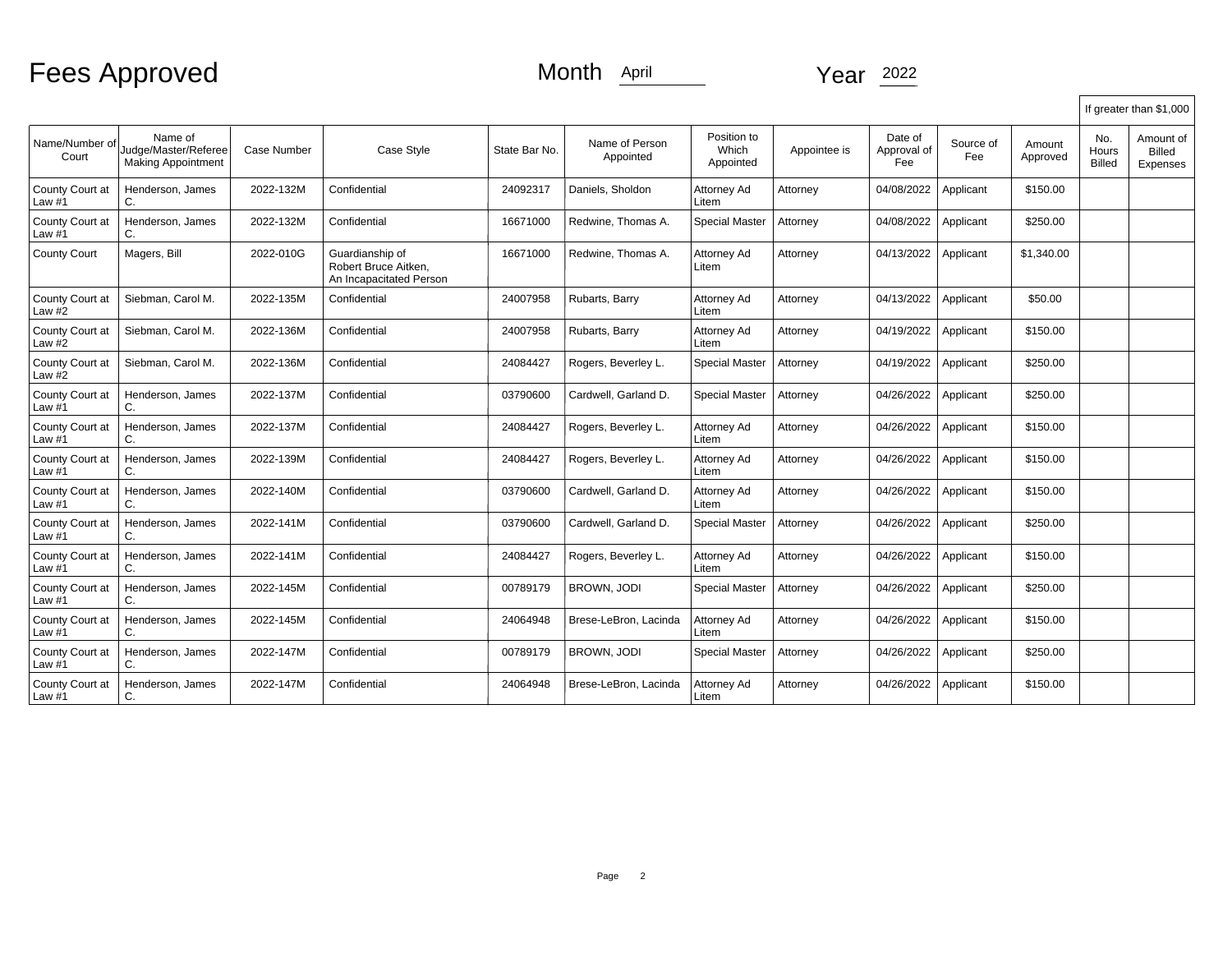# Fees Approved

Month April Year 2022

| Name/Number of Court | Name of Judge/Master/Referee Making Appointment | Case Number | Case Style | State Bar No. | Name of Person Appointed | Position to Which Appointed | Appointee is | Date of Approval of Fee | Source of Fee | Amount Approved | If greater than $1,000 | |
|---|---|---|---|---|---|---|---|---|---|---|---|---|
| | | | | | | | | | | | No. Hours Billed | Amount of Billed Expenses |
| County Court at Law #1 | Henderson, James C. | 2022-132M | Confidential | 24092317 | Daniels, Sholdon | Attorney Ad Litem | Attorney | 04/08/2022 | Applicant | $150.00 | | |
| County Court at Law #1 | Henderson, James C. | 2022-132M | Confidential | 16671000 | Redwine, Thomas A. | Special Master | Attorney | 04/08/2022 | Applicant | $250.00 | | |
| County Court | Magers, Bill | 2022-010G | Guardianship of Robert Bruce Aitken, An Incapacitated Person | 16671000 | Redwine, Thomas A. | Attorney Ad Litem | Attorney | 04/13/2022 | Applicant | $1,340.00 | | |
| County Court at Law #2 | Siebman, Carol M. | 2022-135M | Confidential | 24007958 | Rubarts, Barry | Attorney Ad Litem | Attorney | 04/13/2022 | Applicant | $50.00 | | |
| County Court at Law #2 | Siebman, Carol M. | 2022-136M | Confidential | 24007958 | Rubarts, Barry | Attorney Ad Litem | Attorney | 04/19/2022 | Applicant | $150.00 | | |
| County Court at Law #2 | Siebman, Carol M. | 2022-136M | Confidential | 24084427 | Rogers, Beverley L. | Special Master | Attorney | 04/19/2022 | Applicant | $250.00 | | |
| County Court at Law #1 | Henderson, James C. | 2022-137M | Confidential | 03790600 | Cardwell, Garland D. | Special Master | Attorney | 04/26/2022 | Applicant | $250.00 | | |
| County Court at Law #1 | Henderson, James C. | 2022-137M | Confidential | 24084427 | Rogers, Beverley L. | Attorney Ad Litem | Attorney | 04/26/2022 | Applicant | $150.00 | | |
| County Court at Law #1 | Henderson, James C. | 2022-139M | Confidential | 24084427 | Rogers, Beverley L. | Attorney Ad Litem | Attorney | 04/26/2022 | Applicant | $150.00 | | |
| County Court at Law #1 | Henderson, James C. | 2022-140M | Confidential | 03790600 | Cardwell, Garland D. | Attorney Ad Litem | Attorney | 04/26/2022 | Applicant | $150.00 | | |
| County Court at Law #1 | Henderson, James C. | 2022-141M | Confidential | 03790600 | Cardwell, Garland D. | Special Master | Attorney | 04/26/2022 | Applicant | $250.00 | | |
| County Court at Law #1 | Henderson, James C. | 2022-141M | Confidential | 24084427 | Rogers, Beverley L. | Attorney Ad Litem | Attorney | 04/26/2022 | Applicant | $150.00 | | |
| County Court at Law #1 | Henderson, James C. | 2022-145M | Confidential | 00789179 | BROWN, JODI | Special Master | Attorney | 04/26/2022 | Applicant | $250.00 | | |
| County Court at Law #1 | Henderson, James C. | 2022-145M | Confidential | 24064948 | Brese-LeBron, Lacinda | Attorney Ad Litem | Attorney | 04/26/2022 | Applicant | $150.00 | | |
| County Court at Law #1 | Henderson, James C. | 2022-147M | Confidential | 00789179 | BROWN, JODI | Special Master | Attorney | 04/26/2022 | Applicant | $250.00 | | |
| County Court at Law #1 | Henderson, James C. | 2022-147M | Confidential | 24064948 | Brese-LeBron, Lacinda | Attorney Ad Litem | Attorney | 04/26/2022 | Applicant | $150.00 | | |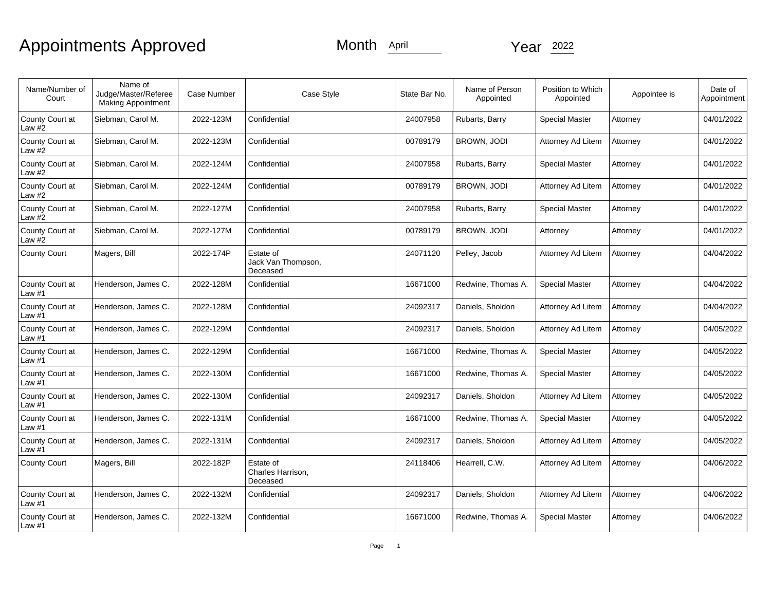# Appointments Approved

Month April Year 2022

| Name/Number of Court | Name of Judge/Master/Referee Making Appointment | Case Number | Case Style | State Bar No. | Name of Person Appointed | Position to Which Appointed | Appointee is | Date of Appointment |
|---|---|---|---|---|---|---|---|---|
| County Court at Law #2 | Siebman, Carol M. | 2022-123M | Confidential | 24007958 | Rubarts, Barry | Special Master | Attorney | 04/01/2022 |
| County Court at Law #2 | Siebman, Carol M. | 2022-123M | Confidential | 00789179 | BROWN, JODI | Attorney Ad Litem | Attorney | 04/01/2022 |
| County Court at Law #2 | Siebman, Carol M. | 2022-124M | Confidential | 24007958 | Rubarts, Barry | Special Master | Attorney | 04/01/2022 |
| County Court at Law #2 | Siebman, Carol M. | 2022-124M | Confidential | 00789179 | BROWN, JODI | Attorney Ad Litem | Attorney | 04/01/2022 |
| County Court at Law #2 | Siebman, Carol M. | 2022-127M | Confidential | 24007958 | Rubarts, Barry | Special Master | Attorney | 04/01/2022 |
| County Court at Law #2 | Siebman, Carol M. | 2022-127M | Confidential | 00789179 | BROWN, JODI | Attorney | Attorney | 04/01/2022 |
| County Court | Magers, Bill | 2022-174P | Estate of Jack Van Thompson, Deceased | 24071120 | Pelley, Jacob | Attorney Ad Litem | Attorney | 04/04/2022 |
| County Court at Law #1 | Henderson, James C. | 2022-128M | Confidential | 16671000 | Redwine, Thomas A. | Special Master | Attorney | 04/04/2022 |
| County Court at Law #1 | Henderson, James C. | 2022-128M | Confidential | 24092317 | Daniels, Sholdon | Attorney Ad Litem | Attorney | 04/04/2022 |
| County Court at Law #1 | Henderson, James C. | 2022-129M | Confidential | 24092317 | Daniels, Sholdon | Attorney Ad Litem | Attorney | 04/05/2022 |
| County Court at Law #1 | Henderson, James C. | 2022-129M | Confidential | 16671000 | Redwine, Thomas A. | Special Master | Attorney | 04/05/2022 |
| County Court at Law #1 | Henderson, James C. | 2022-130M | Confidential | 16671000 | Redwine, Thomas A. | Special Master | Attorney | 04/05/2022 |
| County Court at Law #1 | Henderson, James C. | 2022-130M | Confidential | 24092317 | Daniels, Sholdon | Attorney Ad Litem | Attorney | 04/05/2022 |
| County Court at Law #1 | Henderson, James C. | 2022-131M | Confidential | 16671000 | Redwine, Thomas A. | Special Master | Attorney | 04/05/2022 |
| County Court at Law #1 | Henderson, James C. | 2022-131M | Confidential | 24092317 | Daniels, Sholdon | Attorney Ad Litem | Attorney | 04/05/2022 |
| County Court | Magers, Bill | 2022-182P | Estate of Charles Harrison, Deceased | 24118406 | Hearrell, C.W. | Attorney Ad Litem | Attorney | 04/06/2022 |
| County Court at Law #1 | Henderson, James C. | 2022-132M | Confidential | 24092317 | Daniels, Sholdon | Attorney Ad Litem | Attorney | 04/06/2022 |
| County Court at Law #1 | Henderson, James C. | 2022-132M | Confidential | 16671000 | Redwine, Thomas A. | Special Master | Attorney | 04/06/2022 |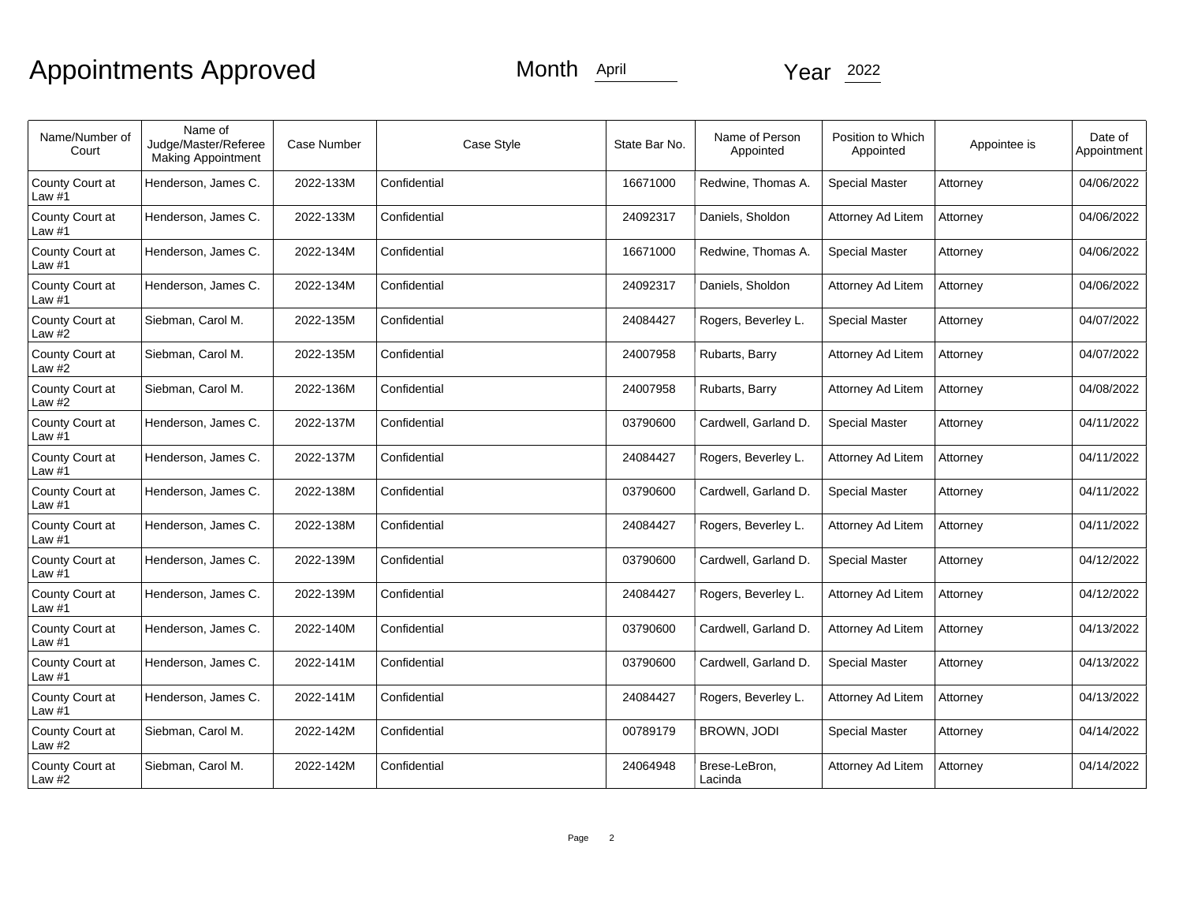# Appointments Approved

Month April Year 2022

| Name/Number of Court | Name of Judge/Master/Referee Making Appointment | Case Number | Case Style | State Bar No. | Name of Person Appointed | Position to Which Appointed | Appointee is | Date of Appointment |
|---|---|---|---|---|---|---|---|---|
| County Court at Law #1 | Henderson, James C. | 2022-133M | Confidential | 16671000 | Redwine, Thomas A. | Special Master | Attorney | 04/06/2022 |
| County Court at Law #1 | Henderson, James C. | 2022-133M | Confidential | 24092317 | Daniels, Sholdon | Attorney Ad Litem | Attorney | 04/06/2022 |
| County Court at Law #1 | Henderson, James C. | 2022-134M | Confidential | 16671000 | Redwine, Thomas A. | Special Master | Attorney | 04/06/2022 |
| County Court at Law #1 | Henderson, James C. | 2022-134M | Confidential | 24092317 | Daniels, Sholdon | Attorney Ad Litem | Attorney | 04/06/2022 |
| County Court at Law #2 | Siebman, Carol M. | 2022-135M | Confidential | 24084427 | Rogers, Beverley L. | Special Master | Attorney | 04/07/2022 |
| County Court at Law #2 | Siebman, Carol M. | 2022-135M | Confidential | 24007958 | Rubarts, Barry | Attorney Ad Litem | Attorney | 04/07/2022 |
| County Court at Law #2 | Siebman, Carol M. | 2022-136M | Confidential | 24007958 | Rubarts, Barry | Attorney Ad Litem | Attorney | 04/08/2022 |
| County Court at Law #1 | Henderson, James C. | 2022-137M | Confidential | 03790600 | Cardwell, Garland D. | Special Master | Attorney | 04/11/2022 |
| County Court at Law #1 | Henderson, James C. | 2022-137M | Confidential | 24084427 | Rogers, Beverley L. | Attorney Ad Litem | Attorney | 04/11/2022 |
| County Court at Law #1 | Henderson, James C. | 2022-138M | Confidential | 03790600 | Cardwell, Garland D. | Special Master | Attorney | 04/11/2022 |
| County Court at Law #1 | Henderson, James C. | 2022-138M | Confidential | 24084427 | Rogers, Beverley L. | Attorney Ad Litem | Attorney | 04/11/2022 |
| County Court at Law #1 | Henderson, James C. | 2022-139M | Confidential | 03790600 | Cardwell, Garland D. | Special Master | Attorney | 04/12/2022 |
| County Court at Law #1 | Henderson, James C. | 2022-139M | Confidential | 24084427 | Rogers, Beverley L. | Attorney Ad Litem | Attorney | 04/12/2022 |
| County Court at Law #1 | Henderson, James C. | 2022-140M | Confidential | 03790600 | Cardwell, Garland D. | Attorney Ad Litem | Attorney | 04/13/2022 |
| County Court at Law #1 | Henderson, James C. | 2022-141M | Confidential | 03790600 | Cardwell, Garland D. | Special Master | Attorney | 04/13/2022 |
| County Court at Law #1 | Henderson, James C. | 2022-141M | Confidential | 24084427 | Rogers, Beverley L. | Attorney Ad Litem | Attorney | 04/13/2022 |
| County Court at Law #2 | Siebman, Carol M. | 2022-142M | Confidential | 00789179 | BROWN, JODI | Special Master | Attorney | 04/14/2022 |
| County Court at Law #2 | Siebman, Carol M. | 2022-142M | Confidential | 24064948 | Brese-LeBron, Lacinda | Attorney Ad Litem | Attorney | 04/14/2022 |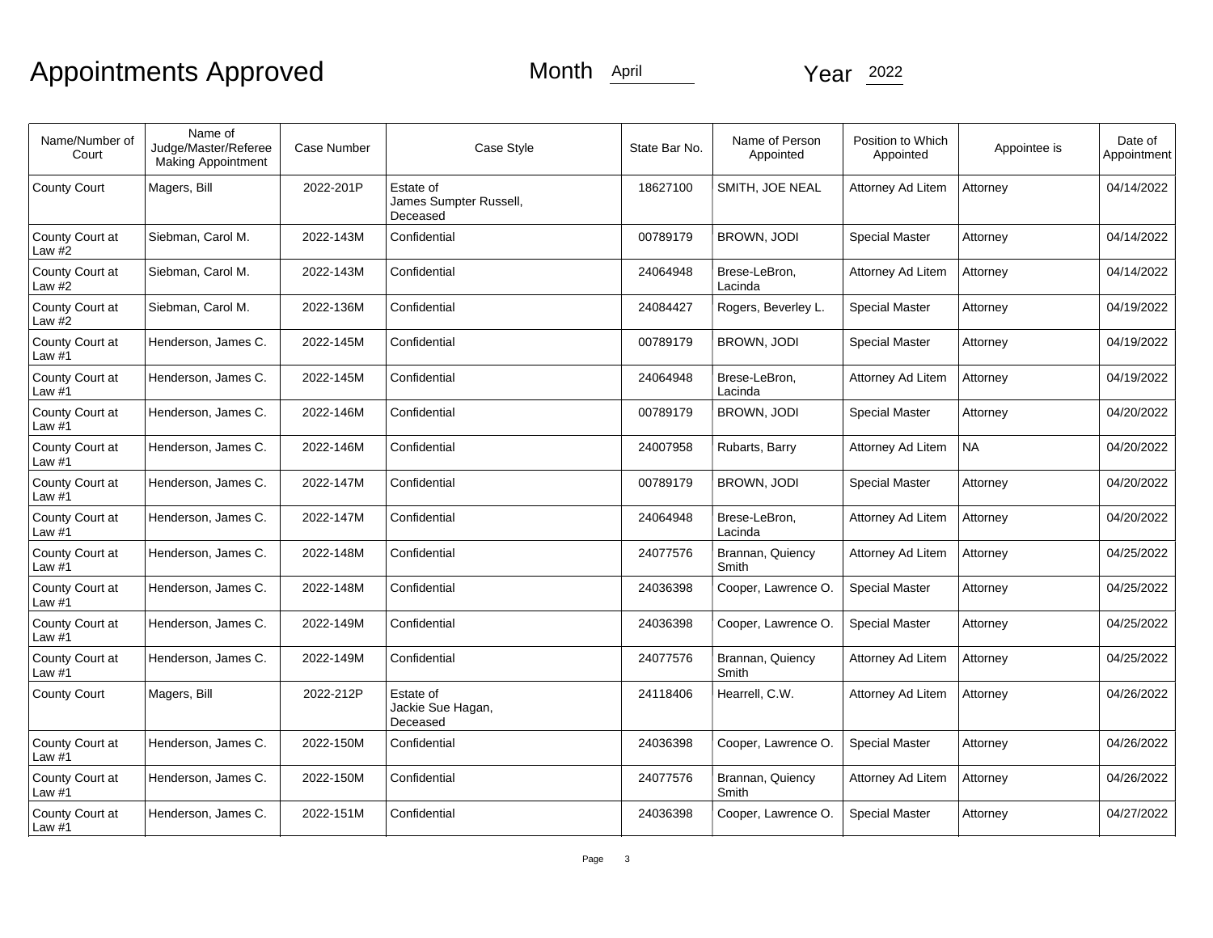# Appointments Approved

Month April Year 2022

| Name/Number of Court | Name of Judge/Master/Referee Making Appointment | Case Number | Case Style | State Bar No. | Name of Person Appointed | Position to Which Appointed | Appointee is | Date of Appointment |
|---|---|---|---|---|---|---|---|---|
| County Court | Magers, Bill | 2022-201P | Estate of James Sumpter Russell, Deceased | 18627100 | SMITH, JOE NEAL | Attorney Ad Litem | Attorney | 04/14/2022 |
| County Court at Law #2 | Siebman, Carol M. | 2022-143M | Confidential | 00789179 | BROWN, JODI | Special Master | Attorney | 04/14/2022 |
| County Court at Law #2 | Siebman, Carol M. | 2022-143M | Confidential | 24064948 | Brese-LeBron, Lacinda | Attorney Ad Litem | Attorney | 04/14/2022 |
| County Court at Law #2 | Siebman, Carol M. | 2022-136M | Confidential | 24084427 | Rogers, Beverley L. | Special Master | Attorney | 04/19/2022 |
| County Court at Law #1 | Henderson, James C. | 2022-145M | Confidential | 00789179 | BROWN, JODI | Special Master | Attorney | 04/19/2022 |
| County Court at Law #1 | Henderson, James C. | 2022-145M | Confidential | 24064948 | Brese-LeBron, Lacinda | Attorney Ad Litem | Attorney | 04/19/2022 |
| County Court at Law #1 | Henderson, James C. | 2022-146M | Confidential | 00789179 | BROWN, JODI | Special Master | Attorney | 04/20/2022 |
| County Court at Law #1 | Henderson, James C. | 2022-146M | Confidential | 24007958 | Rubarts, Barry | Attorney Ad Litem | NA | 04/20/2022 |
| County Court at Law #1 | Henderson, James C. | 2022-147M | Confidential | 00789179 | BROWN, JODI | Special Master | Attorney | 04/20/2022 |
| County Court at Law #1 | Henderson, James C. | 2022-147M | Confidential | 24064948 | Brese-LeBron, Lacinda | Attorney Ad Litem | Attorney | 04/20/2022 |
| County Court at Law #1 | Henderson, James C. | 2022-148M | Confidential | 24077576 | Brannan, Quiency Smith | Attorney Ad Litem | Attorney | 04/25/2022 |
| County Court at Law #1 | Henderson, James C. | 2022-148M | Confidential | 24036398 | Cooper, Lawrence O. | Special Master | Attorney | 04/25/2022 |
| County Court at Law #1 | Henderson, James C. | 2022-149M | Confidential | 24036398 | Cooper, Lawrence O. | Special Master | Attorney | 04/25/2022 |
| County Court at Law #1 | Henderson, James C. | 2022-149M | Confidential | 24077576 | Brannan, Quiency Smith | Attorney Ad Litem | Attorney | 04/25/2022 |
| County Court | Magers, Bill | 2022-212P | Estate of Jackie Sue Hagan, Deceased | 24118406 | Hearrell, C.W. | Attorney Ad Litem | Attorney | 04/26/2022 |
| County Court at Law #1 | Henderson, James C. | 2022-150M | Confidential | 24036398 | Cooper, Lawrence O. | Special Master | Attorney | 04/26/2022 |
| County Court at Law #1 | Henderson, James C. | 2022-150M | Confidential | 24077576 | Brannan, Quiency Smith | Attorney Ad Litem | Attorney | 04/26/2022 |
| County Court at Law #1 | Henderson, James C. | 2022-151M | Confidential | 24036398 | Cooper, Lawrence O. | Special Master | Attorney | 04/27/2022 |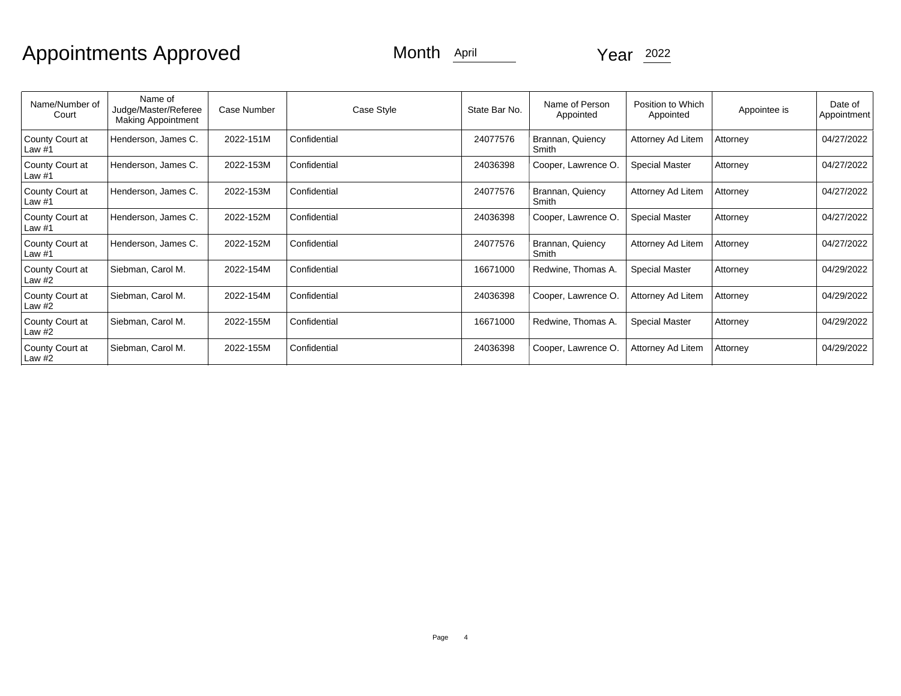# Appointments Approved

Month April Year 2022

| Name/Number of Court | Name of Judge/Master/Referee Making Appointment | Case Number | Case Style | State Bar No. | Name of Person Appointed | Position to Which Appointed | Appointee is | Date of Appointment |
|---|---|---|---|---|---|---|---|---|
| County Court at Law #1 | Henderson, James C. | 2022-151M | Confidential | 24077576 | Brannan, Quiency Smith | Attorney Ad Litem | Attorney | 04/27/2022 |
| County Court at Law #1 | Henderson, James C. | 2022-153M | Confidential | 24036398 | Cooper, Lawrence O. | Special Master | Attorney | 04/27/2022 |
| County Court at Law #1 | Henderson, James C. | 2022-153M | Confidential | 24077576 | Brannan, Quiency Smith | Attorney Ad Litem | Attorney | 04/27/2022 |
| County Court at Law #1 | Henderson, James C. | 2022-152M | Confidential | 24036398 | Cooper, Lawrence O. | Special Master | Attorney | 04/27/2022 |
| County Court at Law #1 | Henderson, James C. | 2022-152M | Confidential | 24077576 | Brannan, Quiency Smith | Attorney Ad Litem | Attorney | 04/27/2022 |
| County Court at Law #2 | Siebman, Carol M. | 2022-154M | Confidential | 16671000 | Redwine, Thomas A. | Special Master | Attorney | 04/29/2022 |
| County Court at Law #2 | Siebman, Carol M. | 2022-154M | Confidential | 24036398 | Cooper, Lawrence O. | Attorney Ad Litem | Attorney | 04/29/2022 |
| County Court at Law #2 | Siebman, Carol M. | 2022-155M | Confidential | 16671000 | Redwine, Thomas A. | Special Master | Attorney | 04/29/2022 |
| County Court at Law #2 | Siebman, Carol M. | 2022-155M | Confidential | 24036398 | Cooper, Lawrence O. | Attorney Ad Litem | Attorney | 04/29/2022 |